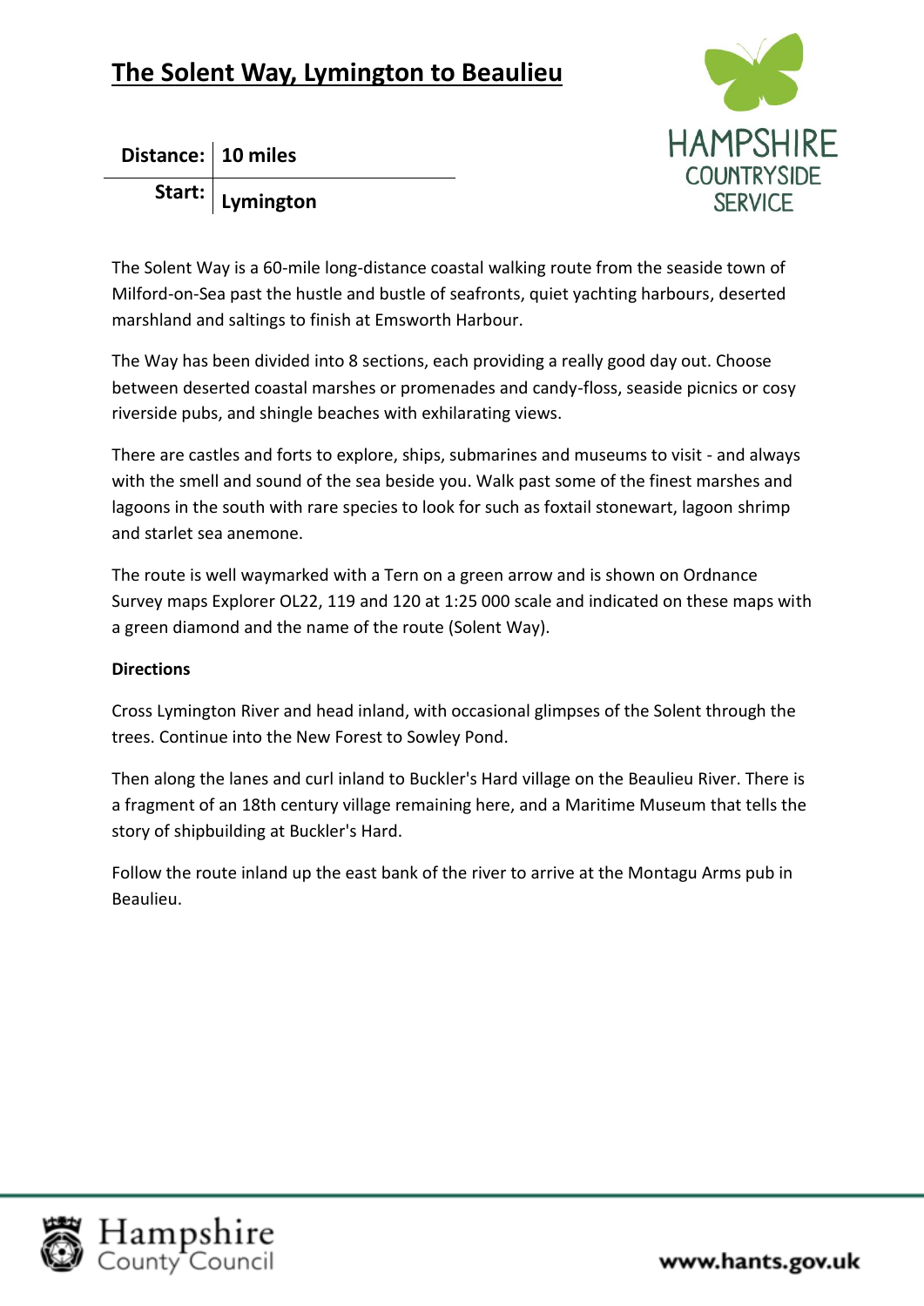# The Solent Way, Lymington to Beaulieu

| Distance: | 10 miles |
| --- | --- |
| Start: | Lymington |

The Solent Way is a 60-mile long-distance coastal walking route from the seaside town of Milford-on-Sea past the hustle and bustle of seafronts, quiet yachting harbours, deserted marshland and saltings to finish at Emsworth Harbour.

The Way has been divided into 8 sections, each providing a really good day out. Choose between deserted coastal marshes or promenades and candy-floss, seaside picnics or cosy riverside pubs, and shingle beaches with exhilarating views.

There are castles and forts to explore, ships, submarines and museums to visit - and always with the smell and sound of the sea beside you. Walk past some of the finest marshes and lagoons in the south with rare species to look for such as foxtail stonewart, lagoon shrimp and starlet sea anemone.

The route is well waymarked with a Tern on a green arrow and is shown on Ordnance Survey maps Explorer OL22, 119 and 120 at 1:25 000 scale and indicated on these maps with a green diamond and the name of the route (Solent Way).

**Directions**

Cross Lymington River and head inland, with occasional glimpses of the Solent through the trees. Continue into the New Forest to Sowley Pond.

Then along the lanes and curl inland to Buckler's Hard village on the Beaulieu River. There is a fragment of an 18th century village remaining here, and a Maritime Museum that tells the story of shipbuilding at Buckler's Hard.

Follow the route inland up the east bank of the river to arrive at the Montagu Arms pub in Beaulieu.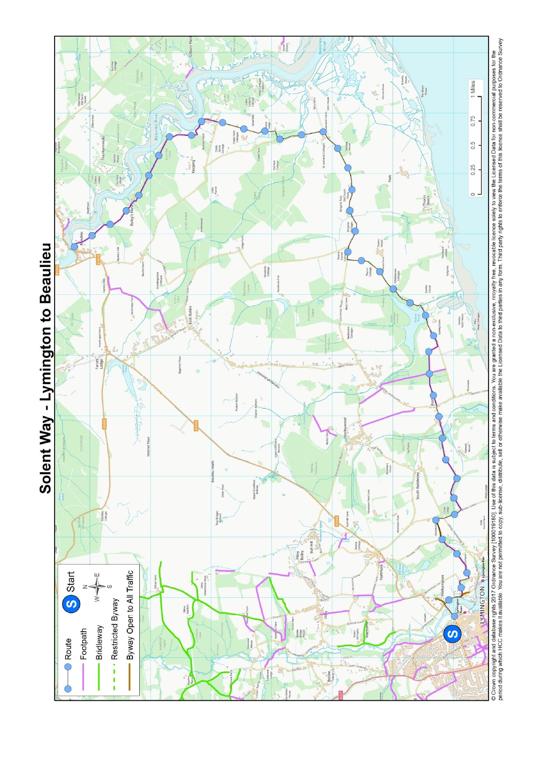# Solent Way - Lymington to Beaulieu

Route

Footpath

Bridleway

Restricted Byway

Byway Open to All Traffic

S Start

0 0.25 0.5 0.75 1 Miles

© Crown copyright and database rights 2017 Ordnance Survey [100019180]. Use of this data is subject to terms and conditions. You are granted a non-exclusive, royalty free, revocable licence solely to view the Licensed Data for non-commercial purposes for the period during which HCC makes it available. You are not permitted to copy, sub-license, distribute, sell or otherwise make available the Licensed Data to third parties in any form. Third party rights to enforce the terms of this licence shall be reserved to Ordnance Survey